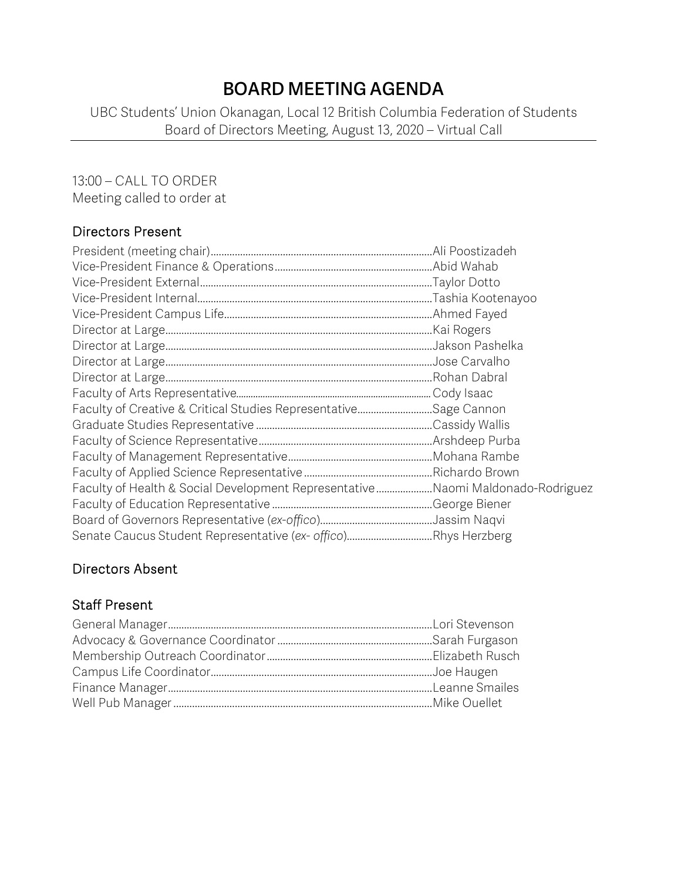# BOARD MEETING AGENDA

UBC Students' Union Okanagan, Local 12 British Columbia Federation of Students
Board of Directors Meeting, August 13, 2020 – Virtual Call

13:00 – CALL TO ORDER
Meeting called to order at

## Directors Present

President (meeting chair)....................Ali Poostizadeh
Vice-President Finance & Operations....................Abid Wahab
Vice-President External....................Taylor Dotto
Vice-President Internal....................Tashia Kootenayoo
Vice-President Campus Life....................Ahmed Fayed
Director at Large....................Kai Rogers
Director at Large....................Jakson Pashelka
Director at Large....................Jose Carvalho
Director at Large....................Rohan Dabral
Faculty of Arts Representative....................Cody Isaac
Faculty of Creative & Critical Studies Representative....................Sage Cannon
Graduate Studies Representative....................Cassidy Wallis
Faculty of Science Representative....................Arshdeep Purba
Faculty of Management Representative....................Mohana Rambe
Faculty of Applied Science Representative....................Richardo Brown
Faculty of Health & Social Development Representative....................Naomi Maldonado-Rodriguez
Faculty of Education Representative....................George Biener
Board of Governors Representative (*ex-offico*)....................Jassim Naqvi
Senate Caucus Student Representative (*ex- offico*)....................Rhys Herzberg

## Directors Absent

## Staff Present

General Manager....................Lori Stevenson
Advocacy & Governance Coordinator....................Sarah Furgason
Membership Outreach Coordinator....................Elizabeth Rusch
Campus Life Coordinator....................Joe Haugen
Finance Manager....................Leanne Smailes
Well Pub Manager....................Mike Ouellet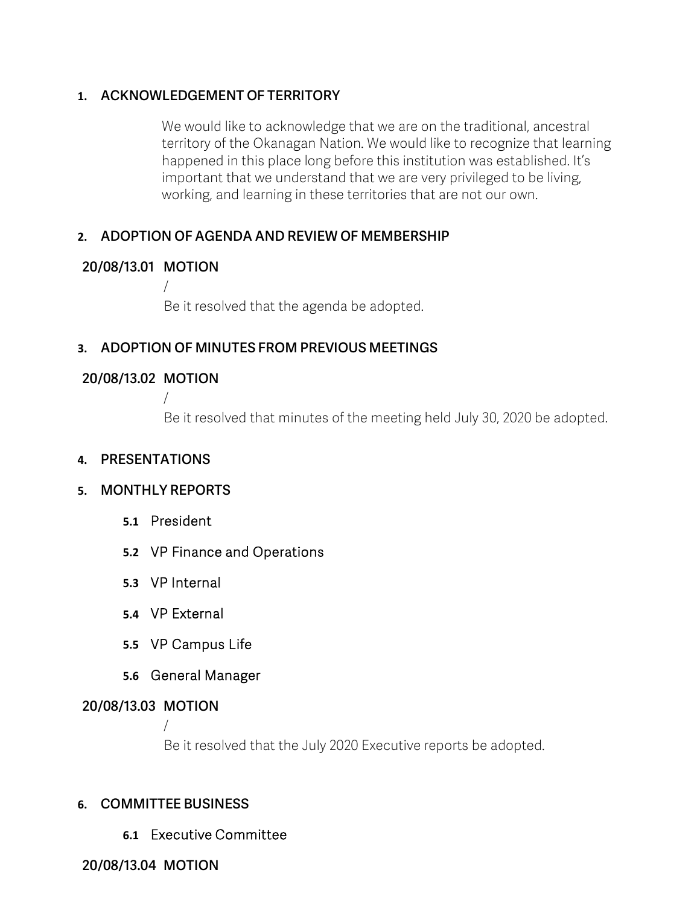## 1. ACKNOWLEDGEMENT OF TERRITORY

We would like to acknowledge that we are on the traditional, ancestral territory of the Okanagan Nation. We would like to recognize that learning happened in this place long before this institution was established. It's important that we understand that we are very privileged to be living, working, and learning in these territories that are not our own.

## 2. ADOPTION OF AGENDA AND REVIEW OF MEMBERSHIP

**20/08/13.01 MOTION**

/

Be it resolved that the agenda be adopted.

## 3. ADOPTION OF MINUTES FROM PREVIOUS MEETINGS

**20/08/13.02 MOTION**

/

Be it resolved that minutes of the meeting held July 30, 2020 be adopted.

## 4. PRESENTATIONS

## 5. MONTHLY REPORTS

### 5.1 President

### 5.2 VP Finance and Operations

### 5.3 VP Internal

### 5.4 VP External

### 5.5 VP Campus Life

### 5.6 General Manager

**20/08/13.03 MOTION**

/

Be it resolved that the July 2020 Executive reports be adopted.

## 6. COMMITTEE BUSINESS

### 6.1 Executive Committee

**20/08/13.04 MOTION**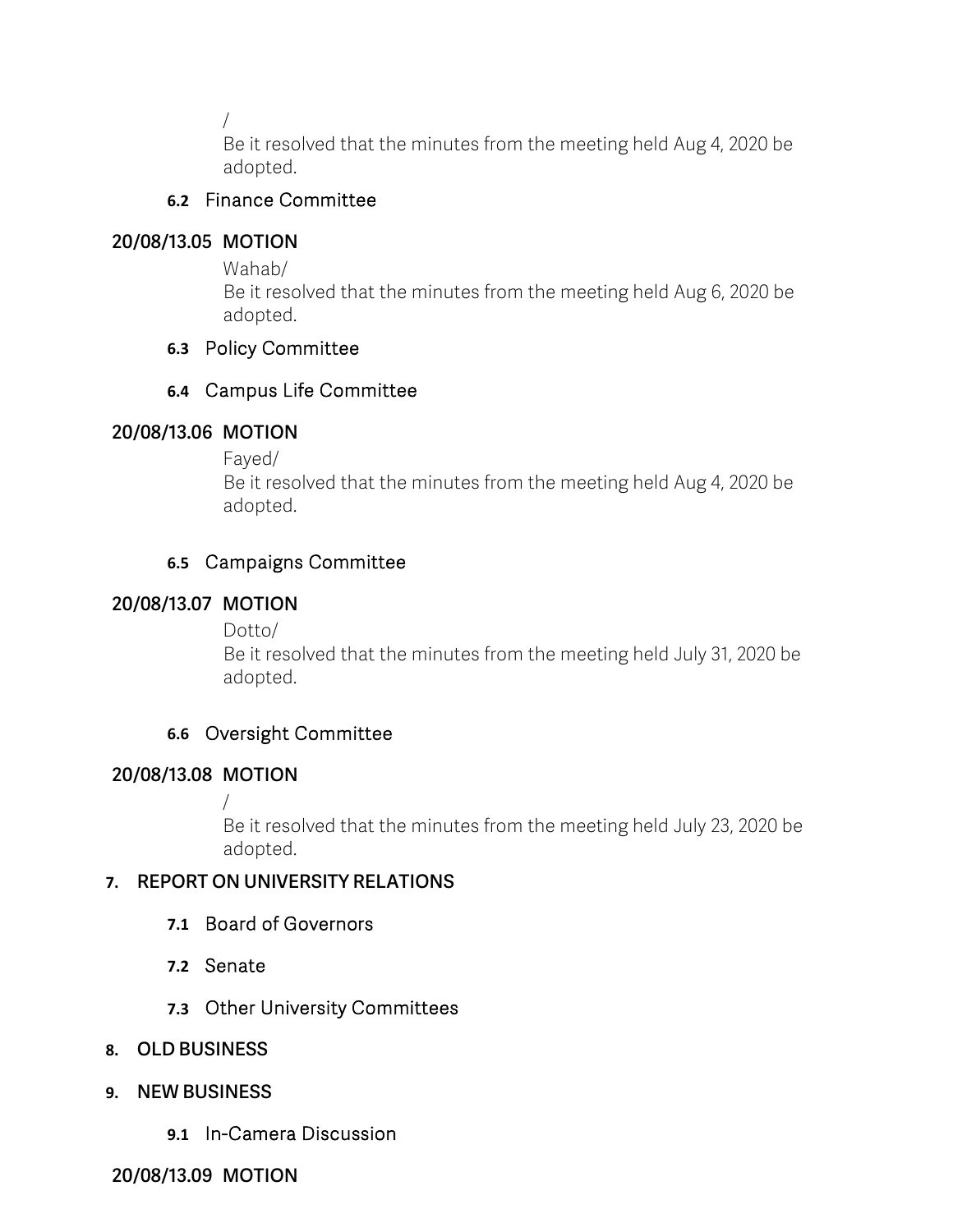/
Be it resolved that the minutes from the meeting held Aug 4, 2020 be adopted.

### 6.2 Finance Committee

**20/08/13.05 MOTION**

Wahab/
Be it resolved that the minutes from the meeting held Aug 6, 2020 be adopted.

### 6.3 Policy Committee

### 6.4 Campus Life Committee

**20/08/13.06 MOTION**

Fayed/
Be it resolved that the minutes from the meeting held Aug 4, 2020 be adopted.

### 6.5 Campaigns Committee

**20/08/13.07 MOTION**

Dotto/
Be it resolved that the minutes from the meeting held July 31, 2020 be adopted.

### 6.6 Oversight Committee

**20/08/13.08 MOTION**

/
Be it resolved that the minutes from the meeting held July 23, 2020 be adopted.

## 7. REPORT ON UNIVERSITY RELATIONS

### 7.1 Board of Governors

### 7.2 Senate

### 7.3 Other University Committees

## 8. OLD BUSINESS

## 9. NEW BUSINESS

### 9.1 In-Camera Discussion

**20/08/13.09 MOTION**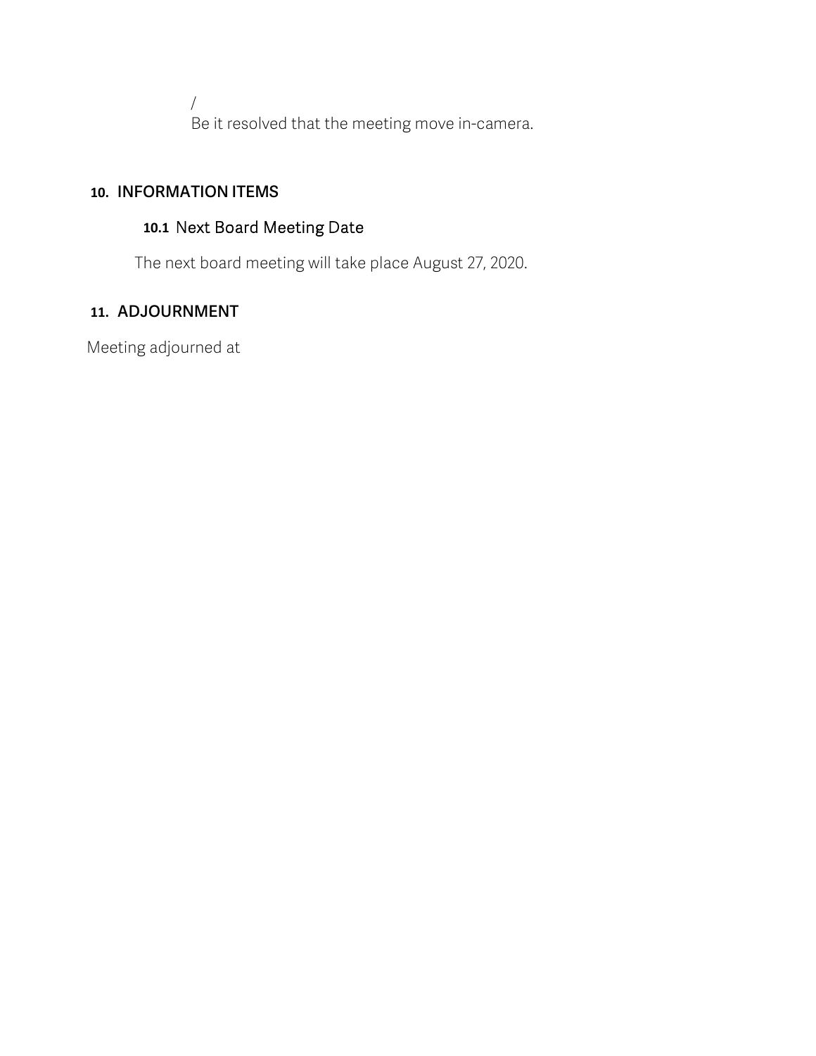/

Be it resolved that the meeting move in-camera.

## 10. INFORMATION ITEMS

### 10.1 Next Board Meeting Date

The next board meeting will take place August 27, 2020.

## 11. ADJOURNMENT

Meeting adjourned at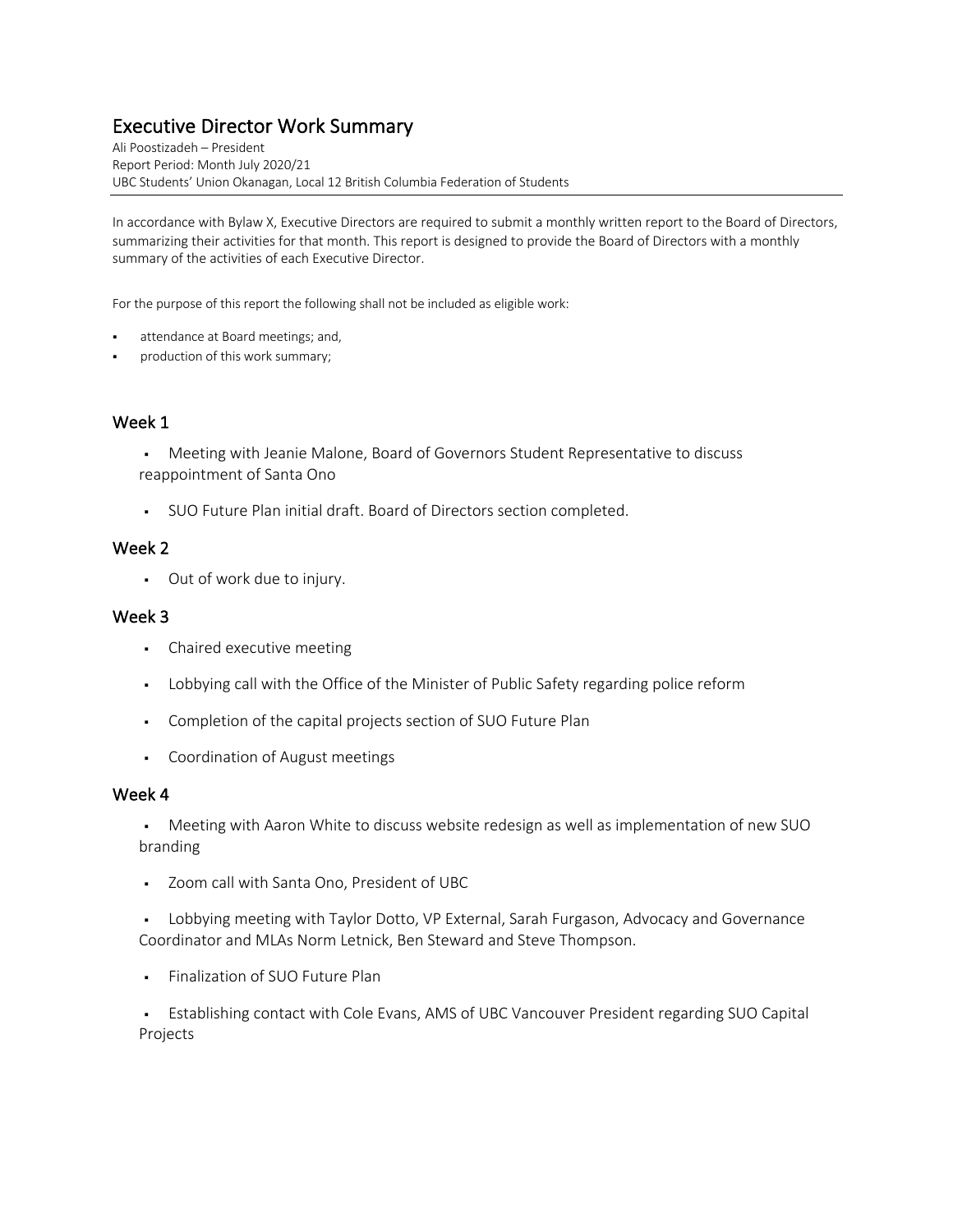# Executive Director Work Summary

Ali Poostizadeh – President
Report Period: Month July 2020/21
UBC Students' Union Okanagan, Local 12 British Columbia Federation of Students

In accordance with Bylaw X, Executive Directors are required to submit a monthly written report to the Board of Directors, summarizing their activities for that month. This report is designed to provide the Board of Directors with a monthly summary of the activities of each Executive Director.

For the purpose of this report the following shall not be included as eligible work:

- attendance at Board meetings; and,
- production of this work summary;

## Week 1

- Meeting with Jeanie Malone, Board of Governors Student Representative to discuss reappointment of Santa Ono
- SUO Future Plan initial draft. Board of Directors section completed.

## Week 2

- Out of work due to injury.

## Week 3

- Chaired executive meeting
- Lobbying call with the Office of the Minister of Public Safety regarding police reform
- Completion of the capital projects section of SUO Future Plan
- Coordination of August meetings

## Week 4

- Meeting with Aaron White to discuss website redesign as well as implementation of new SUO branding
- Zoom call with Santa Ono, President of UBC
- Lobbying meeting with Taylor Dotto, VP External, Sarah Furgason, Advocacy and Governance Coordinator and MLAs Norm Letnick, Ben Steward and Steve Thompson.
- Finalization of SUO Future Plan
- Establishing contact with Cole Evans, AMS of UBC Vancouver President regarding SUO Capital Projects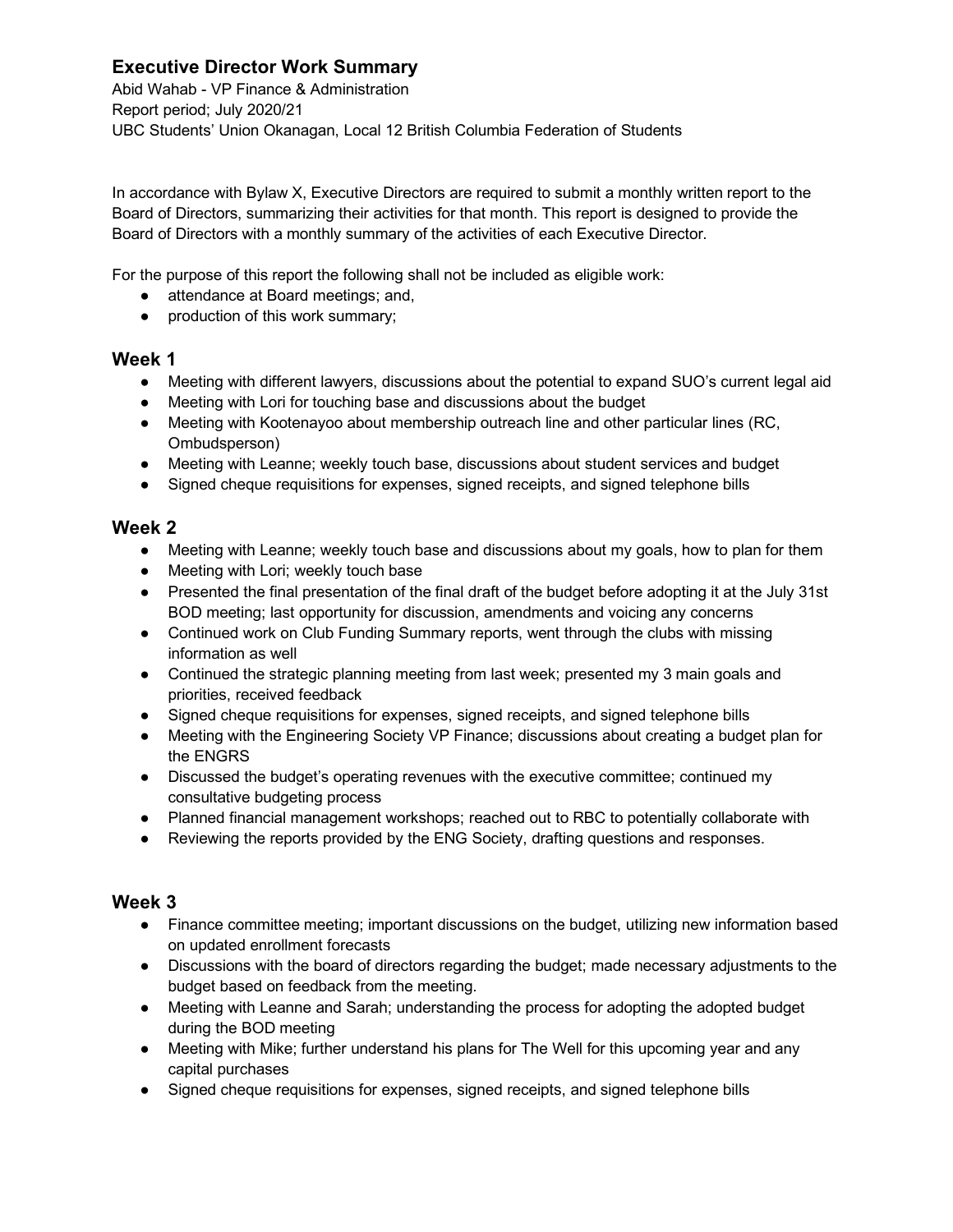## Executive Director Work Summary

Abid Wahab - VP Finance & Administration
Report period; July 2020/21
UBC Students' Union Okanagan, Local 12 British Columbia Federation of Students

In accordance with Bylaw X, Executive Directors are required to submit a monthly written report to the Board of Directors, summarizing their activities for that month. This report is designed to provide the Board of Directors with a monthly summary of the activities of each Executive Director.

For the purpose of this report the following shall not be included as eligible work:

- attendance at Board meetings; and,
- production of this work summary;

### Week 1

- Meeting with different lawyers, discussions about the potential to expand SUO's current legal aid
- Meeting with Lori for touching base and discussions about the budget
- Meeting with Kootenayoo about membership outreach line and other particular lines (RC, Ombudsperson)
- Meeting with Leanne; weekly touch base, discussions about student services and budget
- Signed cheque requisitions for expenses, signed receipts, and signed telephone bills

### Week 2

- Meeting with Leanne; weekly touch base and discussions about my goals, how to plan for them
- Meeting with Lori; weekly touch base
- Presented the final presentation of the final draft of the budget before adopting it at the July 31st BOD meeting; last opportunity for discussion, amendments and voicing any concerns
- Continued work on Club Funding Summary reports, went through the clubs with missing information as well
- Continued the strategic planning meeting from last week; presented my 3 main goals and priorities, received feedback
- Signed cheque requisitions for expenses, signed receipts, and signed telephone bills
- Meeting with the Engineering Society VP Finance; discussions about creating a budget plan for the ENGRS
- Discussed the budget's operating revenues with the executive committee; continued my consultative budgeting process
- Planned financial management workshops; reached out to RBC to potentially collaborate with
- Reviewing the reports provided by the ENG Society, drafting questions and responses.

### Week 3

- Finance committee meeting; important discussions on the budget, utilizing new information based on updated enrollment forecasts
- Discussions with the board of directors regarding the budget; made necessary adjustments to the budget based on feedback from the meeting.
- Meeting with Leanne and Sarah; understanding the process for adopting the adopted budget during the BOD meeting
- Meeting with Mike; further understand his plans for The Well for this upcoming year and any capital purchases
- Signed cheque requisitions for expenses, signed receipts, and signed telephone bills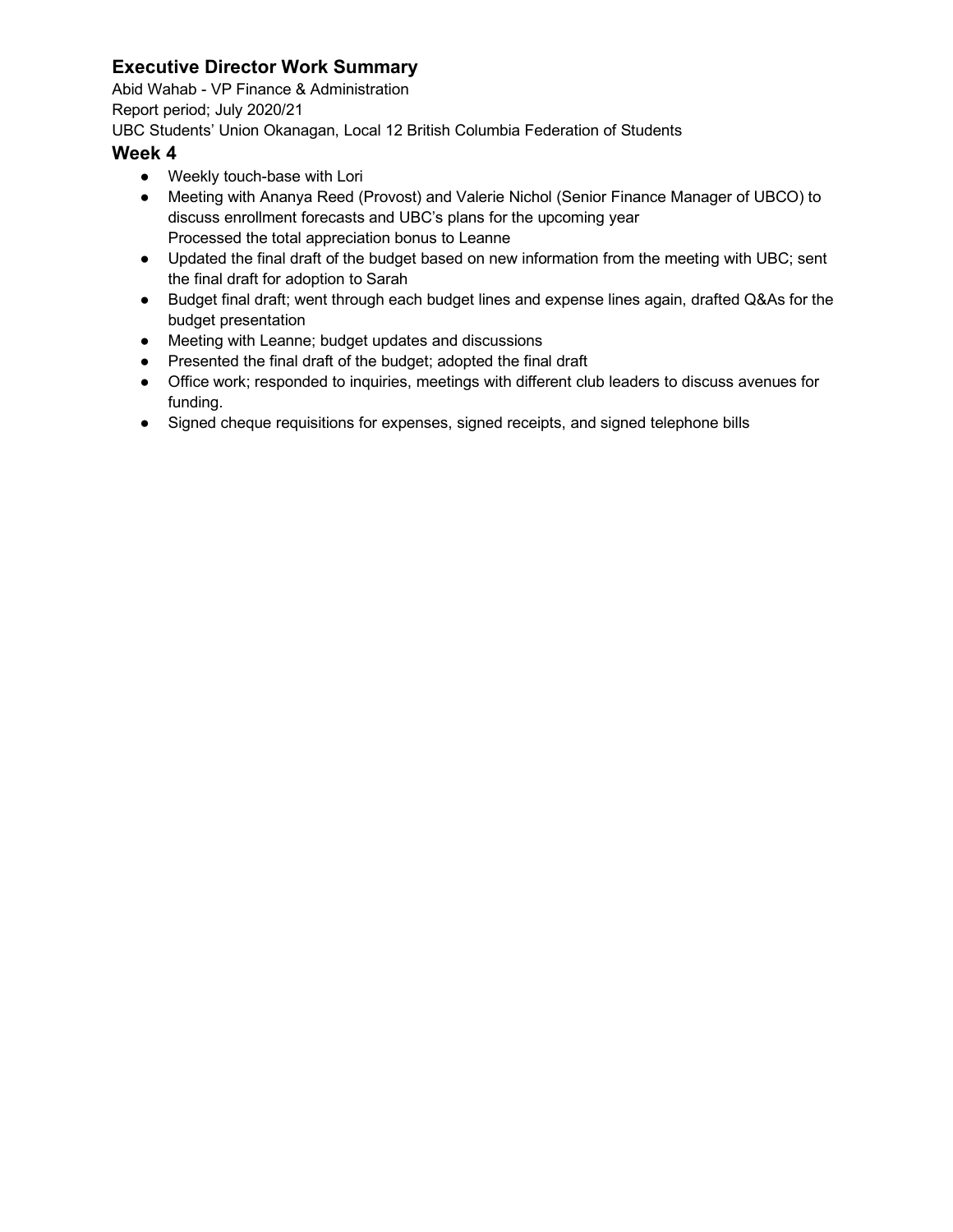## Executive Director Work Summary

Abid Wahab - VP Finance & Administration
Report period; July 2020/21
UBC Students' Union Okanagan, Local 12 British Columbia Federation of Students

### Week 4

- Weekly touch-base with Lori
- Meeting with Ananya Reed (Provost) and Valerie Nichol (Senior Finance Manager of UBCO) to discuss enrollment forecasts and UBC's plans for the upcoming year
  Processed the total appreciation bonus to Leanne
- Updated the final draft of the budget based on new information from the meeting with UBC; sent the final draft for adoption to Sarah
- Budget final draft; went through each budget lines and expense lines again, drafted Q&As for the budget presentation
- Meeting with Leanne; budget updates and discussions
- Presented the final draft of the budget; adopted the final draft
- Office work; responded to inquiries, meetings with different club leaders to discuss avenues for funding.
- Signed cheque requisitions for expenses, signed receipts, and signed telephone bills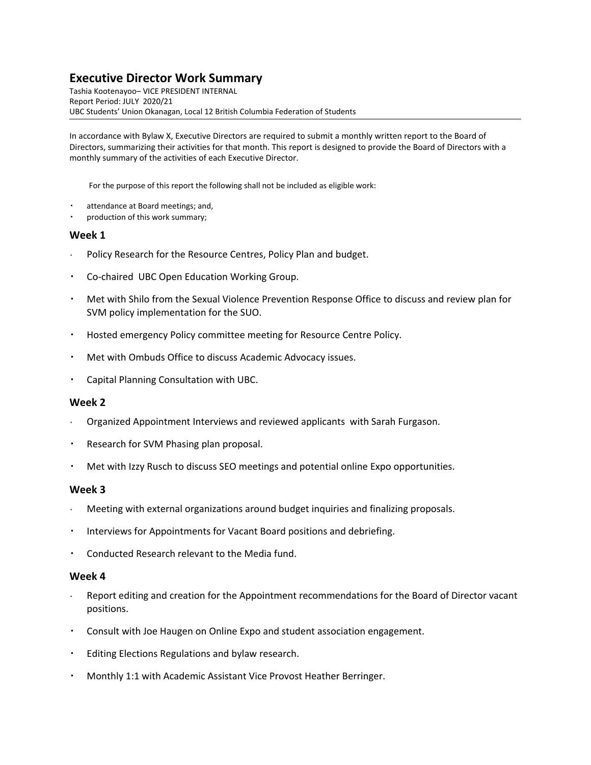# Executive Director Work Summary

Tashia Kootenayoo– VICE PRESIDENT INTERNAL
Report Period: JULY 2020/21
UBC Students' Union Okanagan, Local 12 British Columbia Federation of Students

In accordance with Bylaw X, Executive Directors are required to submit a monthly written report to the Board of Directors, summarizing their activities for that month. This report is designed to provide the Board of Directors with a monthly summary of the activities of each Executive Director.

For the purpose of this report the following shall not be included as eligible work:

- attendance at Board meetings; and,
- production of this work summary;

## Week 1

- Policy Research for the Resource Centres, Policy Plan and budget.
- Co-chaired UBC Open Education Working Group.
- Met with Shilo from the Sexual Violence Prevention Response Office to discuss and review plan for SVM policy implementation for the SUO.
- Hosted emergency Policy committee meeting for Resource Centre Policy.
- Met with Ombuds Office to discuss Academic Advocacy issues.
- Capital Planning Consultation with UBC.

## Week 2

- Organized Appointment Interviews and reviewed applicants with Sarah Furgason.
- Research for SVM Phasing plan proposal.
- Met with Izzy Rusch to discuss SEO meetings and potential online Expo opportunities.

## Week 3

- Meeting with external organizations around budget inquiries and finalizing proposals.
- Interviews for Appointments for Vacant Board positions and debriefing.
- Conducted Research relevant to the Media fund.

## Week 4

- Report editing and creation for the Appointment recommendations for the Board of Director vacant positions.
- Consult with Joe Haugen on Online Expo and student association engagement.
- Editing Elections Regulations and bylaw research.
- Monthly 1:1 with Academic Assistant Vice Provost Heather Berringer.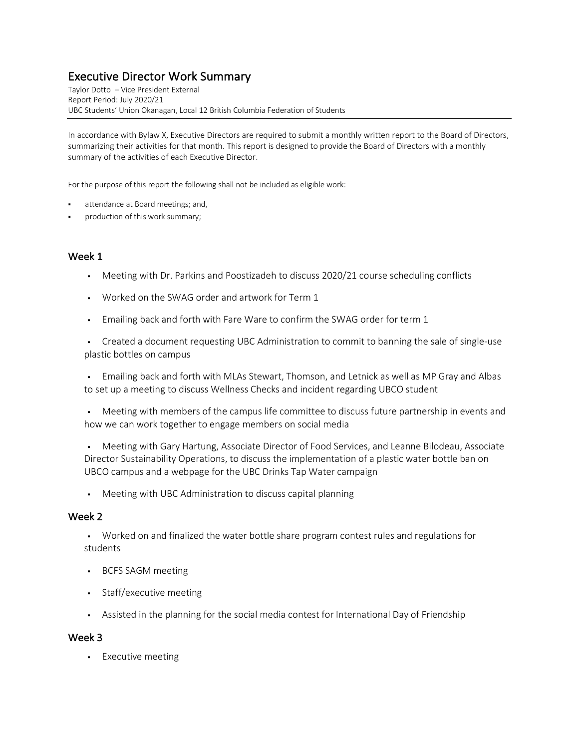# Executive Director Work Summary

Taylor Dotto – Vice President External
Report Period: July 2020/21
UBC Students' Union Okanagan, Local 12 British Columbia Federation of Students

In accordance with Bylaw X, Executive Directors are required to submit a monthly written report to the Board of Directors, summarizing their activities for that month. This report is designed to provide the Board of Directors with a monthly summary of the activities of each Executive Director.

For the purpose of this report the following shall not be included as eligible work:

- attendance at Board meetings; and,
- production of this work summary;

## Week 1

- Meeting with Dr. Parkins and Poostizadeh to discuss 2020/21 course scheduling conflicts
- Worked on the SWAG order and artwork for Term 1
- Emailing back and forth with Fare Ware to confirm the SWAG order for term 1
- Created a document requesting UBC Administration to commit to banning the sale of single-use plastic bottles on campus
- Emailing back and forth with MLAs Stewart, Thomson, and Letnick as well as MP Gray and Albas to set up a meeting to discuss Wellness Checks and incident regarding UBCO student
- Meeting with members of the campus life committee to discuss future partnership in events and how we can work together to engage members on social media
- Meeting with Gary Hartung, Associate Director of Food Services, and Leanne Bilodeau, Associate Director Sustainability Operations, to discuss the implementation of a plastic water bottle ban on UBCO campus and a webpage for the UBC Drinks Tap Water campaign
- Meeting with UBC Administration to discuss capital planning

## Week 2

- Worked on and finalized the water bottle share program contest rules and regulations for students
- BCFS SAGM meeting
- Staff/executive meeting
- Assisted in the planning for the social media contest for International Day of Friendship

## Week 3

- Executive meeting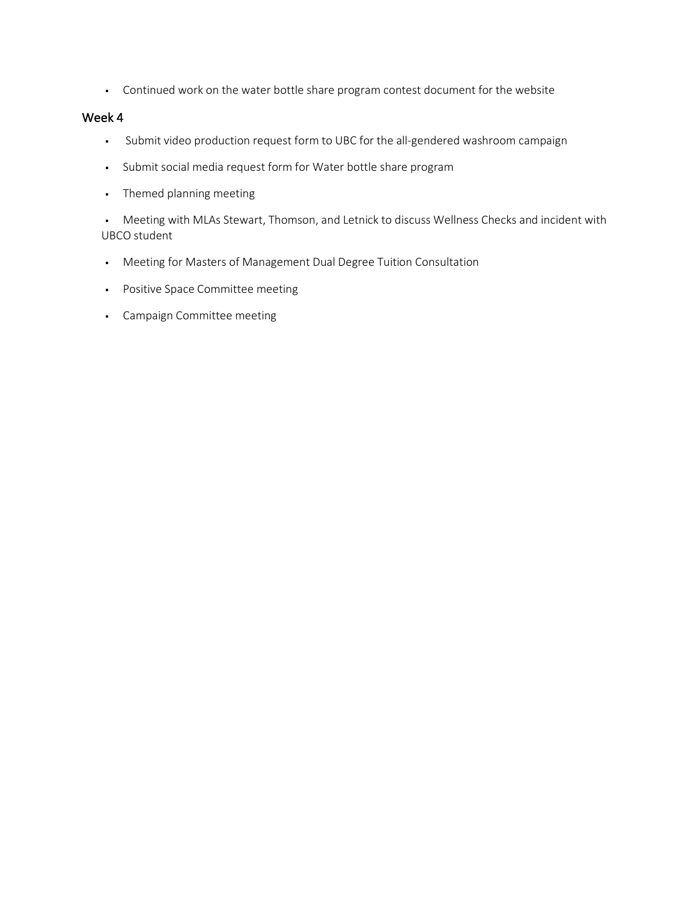- Continued work on the water bottle share program contest document for the website

## Week 4

- Submit video production request form to UBC for the all-gendered washroom campaign
- Submit social media request form for Water bottle share program
- Themed planning meeting
- Meeting with MLAs Stewart, Thomson, and Letnick to discuss Wellness Checks and incident with UBCO student
- Meeting for Masters of Management Dual Degree Tuition Consultation
- Positive Space Committee meeting
- Campaign Committee meeting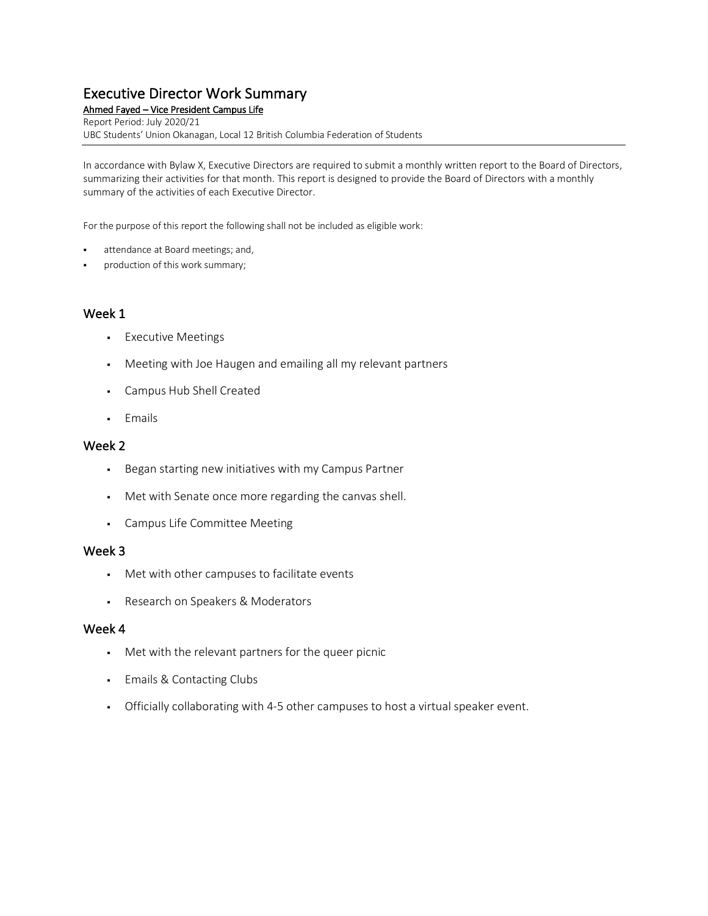# Executive Director Work Summary

**Ahmed Fayed – Vice President Campus Life**

Report Period: July 2020/21

UBC Students' Union Okanagan, Local 12 British Columbia Federation of Students

In accordance with Bylaw X, Executive Directors are required to submit a monthly written report to the Board of Directors, summarizing their activities for that month. This report is designed to provide the Board of Directors with a monthly summary of the activities of each Executive Director.

For the purpose of this report the following shall not be included as eligible work:

- attendance at Board meetings; and,
- production of this work summary;

## Week 1

- Executive Meetings
- Meeting with Joe Haugen and emailing all my relevant partners
- Campus Hub Shell Created
- Emails

## Week 2

- Began starting new initiatives with my Campus Partner
- Met with Senate once more regarding the canvas shell.
- Campus Life Committee Meeting

## Week 3

- Met with other campuses to facilitate events
- Research on Speakers & Moderators

## Week 4

- Met with the relevant partners for the queer picnic
- Emails & Contacting Clubs
- Officially collaborating with 4-5 other campuses to host a virtual speaker event.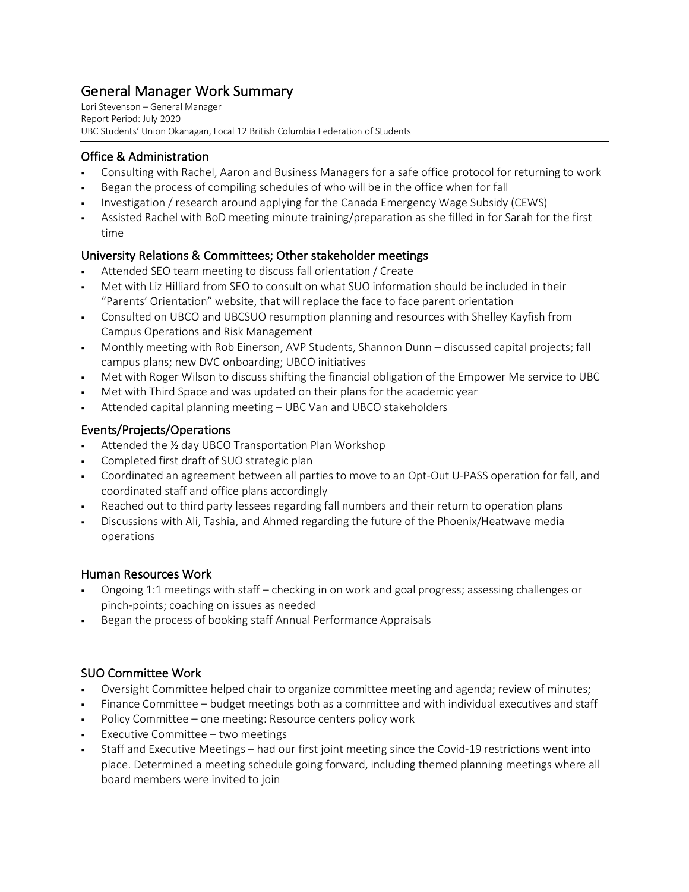# General Manager Work Summary

Lori Stevenson – General Manager
Report Period: July 2020
UBC Students' Union Okanagan, Local 12 British Columbia Federation of Students

## Office & Administration

- Consulting with Rachel, Aaron and Business Managers for a safe office protocol for returning to work
- Began the process of compiling schedules of who will be in the office when for fall
- Investigation / research around applying for the Canada Emergency Wage Subsidy (CEWS)
- Assisted Rachel with BoD meeting minute training/preparation as she filled in for Sarah for the first time

## University Relations & Committees; Other stakeholder meetings

- Attended SEO team meeting to discuss fall orientation / Create
- Met with Liz Hilliard from SEO to consult on what SUO information should be included in their "Parents' Orientation" website, that will replace the face to face parent orientation
- Consulted on UBCO and UBCSUO resumption planning and resources with Shelley Kayfish from Campus Operations and Risk Management
- Monthly meeting with Rob Einerson, AVP Students, Shannon Dunn – discussed capital projects; fall campus plans; new DVC onboarding; UBCO initiatives
- Met with Roger Wilson to discuss shifting the financial obligation of the Empower Me service to UBC
- Met with Third Space and was updated on their plans for the academic year
- Attended capital planning meeting – UBC Van and UBCO stakeholders

## Events/Projects/Operations

- Attended the ½ day UBCO Transportation Plan Workshop
- Completed first draft of SUO strategic plan
- Coordinated an agreement between all parties to move to an Opt-Out U-PASS operation for fall, and coordinated staff and office plans accordingly
- Reached out to third party lessees regarding fall numbers and their return to operation plans
- Discussions with Ali, Tashia, and Ahmed regarding the future of the Phoenix/Heatwave media operations

## Human Resources Work

- Ongoing 1:1 meetings with staff – checking in on work and goal progress; assessing challenges or pinch-points; coaching on issues as needed
- Began the process of booking staff Annual Performance Appraisals

## SUO Committee Work

- Oversight Committee helped chair to organize committee meeting and agenda; review of minutes;
- Finance Committee – budget meetings both as a committee and with individual executives and staff
- Policy Committee – one meeting: Resource centers policy work
- Executive Committee – two meetings
- Staff and Executive Meetings – had our first joint meeting since the Covid-19 restrictions went into place. Determined a meeting schedule going forward, including themed planning meetings where all board members were invited to join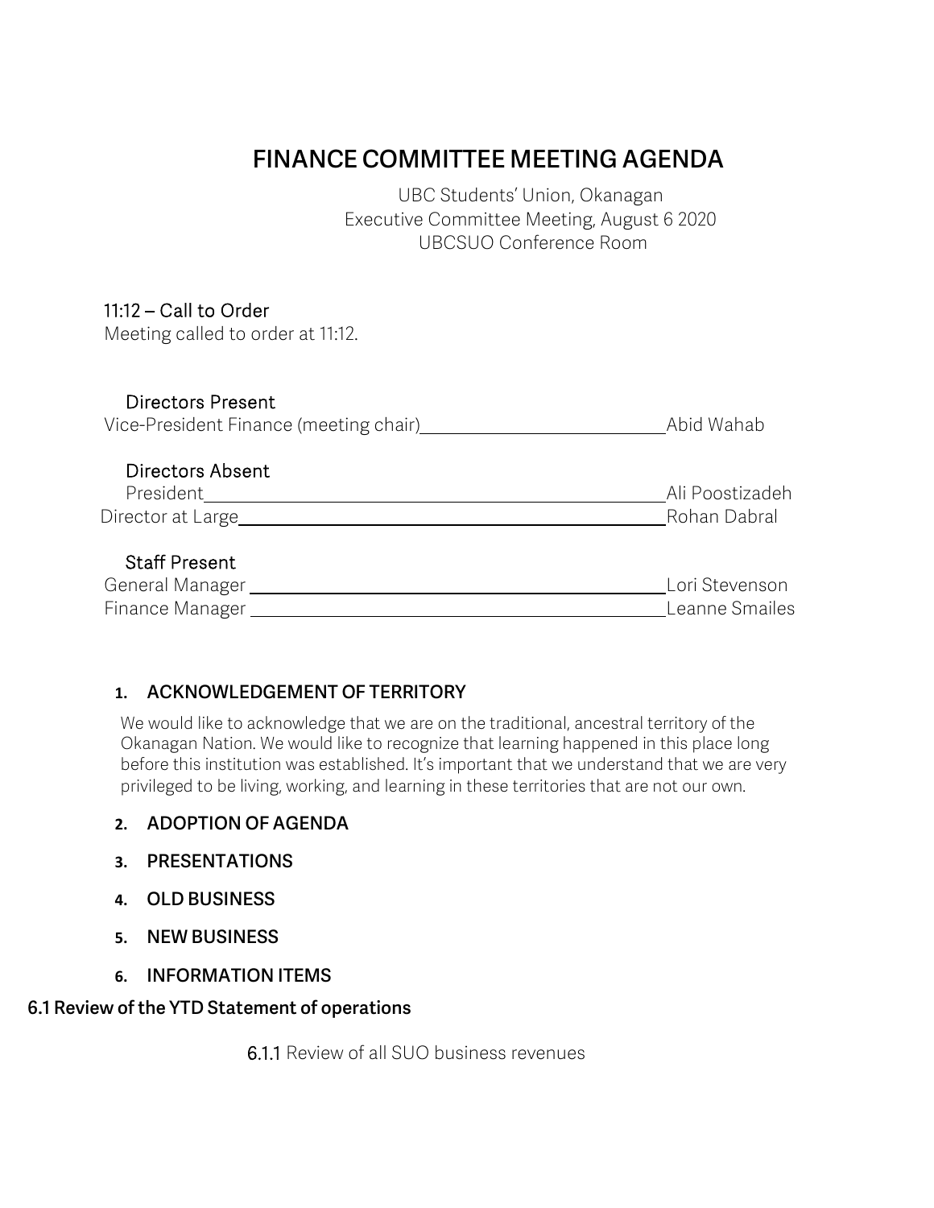# FINANCE COMMITTEE MEETING AGENDA

UBC Students' Union, Okanagan
Executive Committee Meeting, August 6 2020
UBCSUO Conference Room

## 11:12 – Call to Order

Meeting called to order at 11:12.

### Directors Present

Vice-President Finance (meeting chair) \_\_\_\_\_\_\_\_\_\_ Abid Wahab

### Directors Absent

President \_\_\_\_\_\_\_\_\_\_ Ali Poostizadeh
Director at Large \_\_\_\_\_\_\_\_\_\_ Rohan Dabral

### Staff Present

General Manager \_\_\_\_\_\_\_\_\_\_ Lori Stevenson
Finance Manager \_\_\_\_\_\_\_\_\_\_ Leanne Smailes

1. **ACKNOWLEDGEMENT OF TERRITORY**

   We would like to acknowledge that we are on the traditional, ancestral territory of the Okanagan Nation. We would like to recognize that learning happened in this place long before this institution was established. It's important that we understand that we are very privileged to be living, working, and learning in these territories that are not our own.

2. **ADOPTION OF AGENDA**
3. **PRESENTATIONS**
4. **OLD BUSINESS**
5. **NEW BUSINESS**
6. **INFORMATION ITEMS**

**6.1 Review of the YTD Statement of operations**

**6.1.1** Review of all SUO business revenues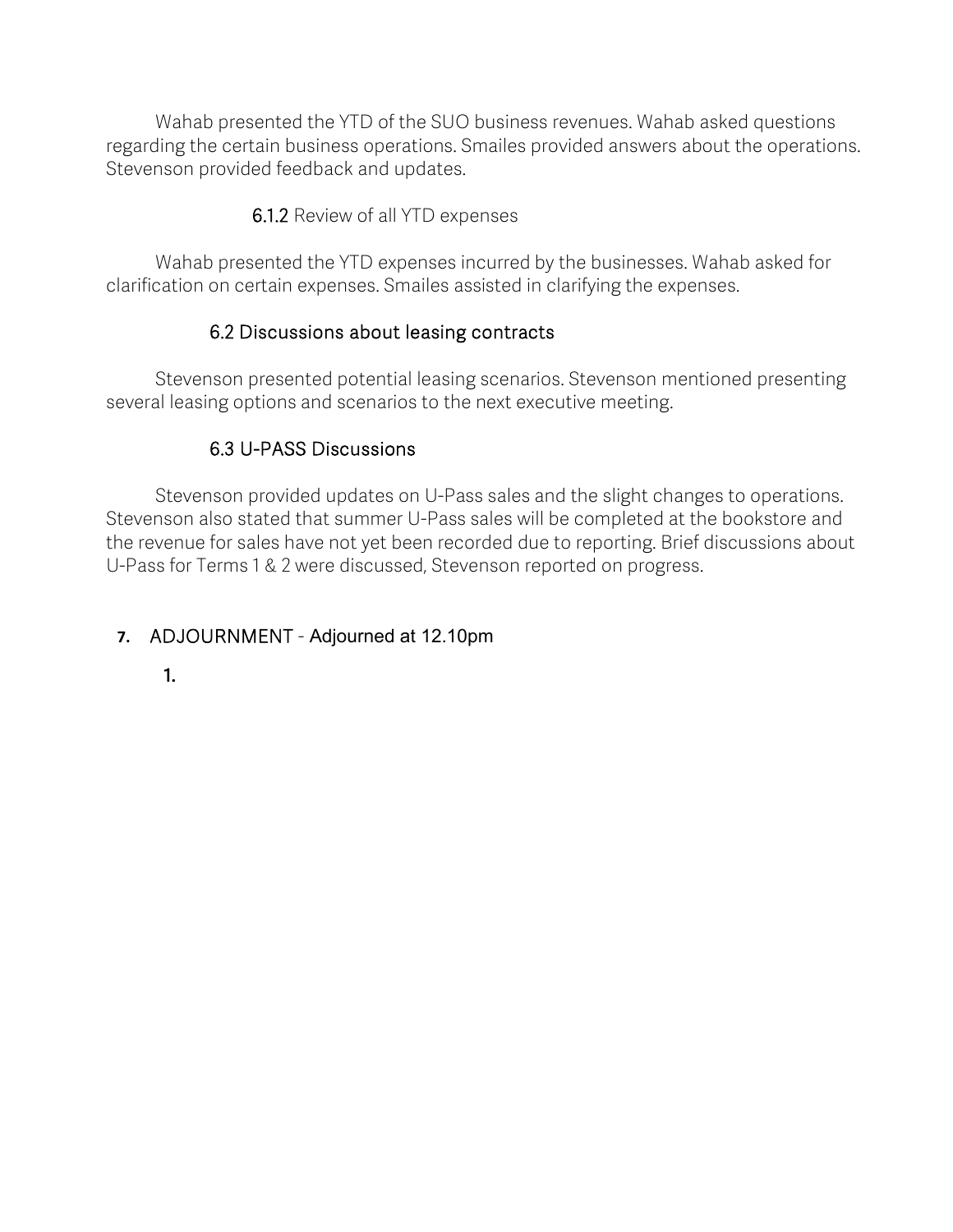Wahab presented the YTD of the SUO business revenues. Wahab asked questions regarding the certain business operations. Smailes provided answers about the operations. Stevenson provided feedback and updates.

#### 6.1.2 Review of all YTD expenses

Wahab presented the YTD expenses incurred by the businesses. Wahab asked for clarification on certain expenses. Smailes assisted in clarifying the expenses.

### 6.2 Discussions about leasing contracts

Stevenson presented potential leasing scenarios. Stevenson mentioned presenting several leasing options and scenarios to the next executive meeting.

### 6.3 U-PASS Discussions

Stevenson provided updates on U-Pass sales and the slight changes to operations. Stevenson also stated that summer U-Pass sales will be completed at the bookstore and the revenue for sales have not yet been recorded due to reporting. Brief discussions about U-Pass for Terms 1 & 2 were discussed, Stevenson reported on progress.

## 7. ADJOURNMENT - Adjourned at 12.10pm

1.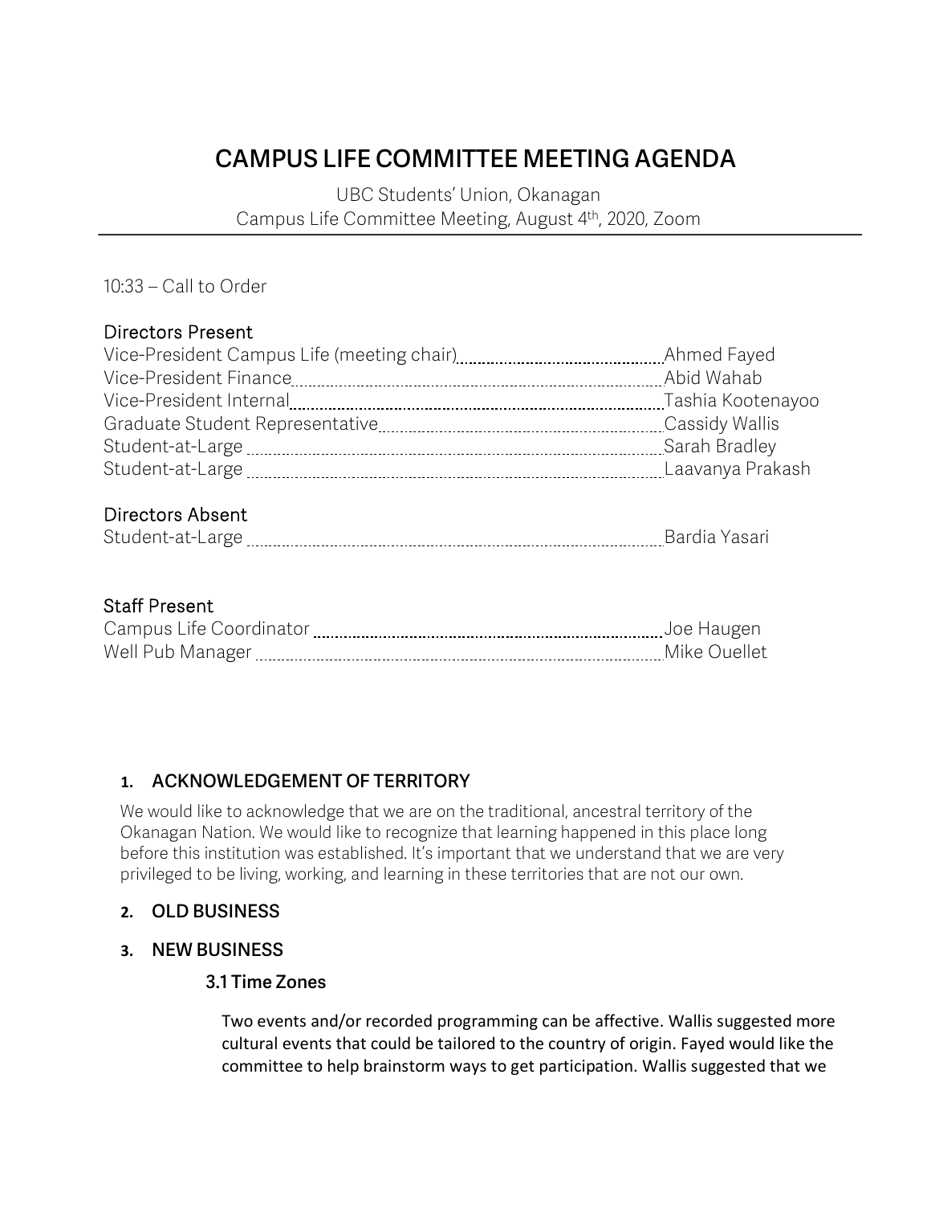# CAMPUS LIFE COMMITTEE MEETING AGENDA

UBC Students' Union, Okanagan
Campus Life Committee Meeting, August 4th, 2020, Zoom

10:33 – Call to Order

## Directors Present

| Position | Name |
| --- | --- |
| Vice-President Campus Life (meeting chair) | Ahmed Fayed |
| Vice-President Finance | Abid Wahab |
| Vice-President Internal | Tashia Kootenayoo |
| Graduate Student Representative | Cassidy Wallis |
| Student-at-Large | Sarah Bradley |
| Student-at-Large | Laavanya Prakash |

## Directors Absent

| Position | Name |
| --- | --- |
| Student-at-Large | Bardia Yasari |

## Staff Present

| Position | Name |
| --- | --- |
| Campus Life Coordinator | Joe Haugen |
| Well Pub Manager | Mike Ouellet |

## 1. ACKNOWLEDGEMENT OF TERRITORY

We would like to acknowledge that we are on the traditional, ancestral territory of the Okanagan Nation. We would like to recognize that learning happened in this place long before this institution was established. It's important that we understand that we are very privileged to be living, working, and learning in these territories that are not our own.

## 2. OLD BUSINESS

## 3. NEW BUSINESS

### 3.1 Time Zones

Two events and/or recorded programming can be affective. Wallis suggested more cultural events that could be tailored to the country of origin. Fayed would like the committee to help brainstorm ways to get participation. Wallis suggested that we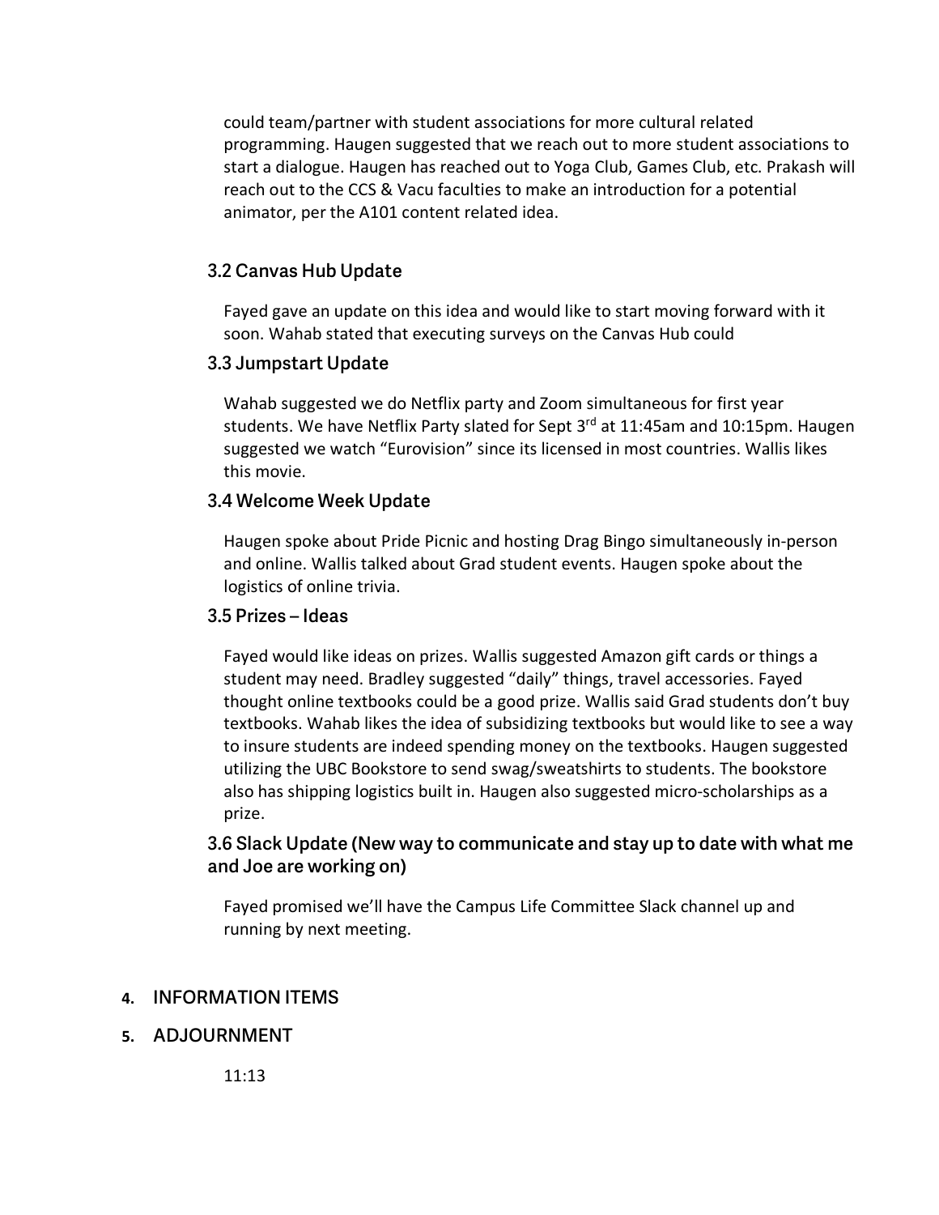could team/partner with student associations for more cultural related programming. Haugen suggested that we reach out to more student associations to start a dialogue. Haugen has reached out to Yoga Club, Games Club, etc. Prakash will reach out to the CCS & Vacu faculties to make an introduction for a potential animator, per the A101 content related idea.

### 3.2 Canvas Hub Update

Fayed gave an update on this idea and would like to start moving forward with it soon. Wahab stated that executing surveys on the Canvas Hub could

### 3.3 Jumpstart Update

Wahab suggested we do Netflix party and Zoom simultaneous for first year students. We have Netflix Party slated for Sept 3rd at 11:45am and 10:15pm. Haugen suggested we watch "Eurovision" since its licensed in most countries. Wallis likes this movie.

### 3.4 Welcome Week Update

Haugen spoke about Pride Picnic and hosting Drag Bingo simultaneously in-person and online. Wallis talked about Grad student events. Haugen spoke about the logistics of online trivia.

### 3.5 Prizes – Ideas

Fayed would like ideas on prizes. Wallis suggested Amazon gift cards or things a student may need. Bradley suggested "daily" things, travel accessories. Fayed thought online textbooks could be a good prize. Wallis said Grad students don't buy textbooks. Wahab likes the idea of subsidizing textbooks but would like to see a way to insure students are indeed spending money on the textbooks. Haugen suggested utilizing the UBC Bookstore to send swag/sweatshirts to students. The bookstore also has shipping logistics built in. Haugen also suggested micro-scholarships as a prize.

### 3.6 Slack Update (New way to communicate and stay up to date with what me and Joe are working on)

Fayed promised we'll have the Campus Life Committee Slack channel up and running by next meeting.

## 4. INFORMATION ITEMS

## 5. ADJOURNMENT

11:13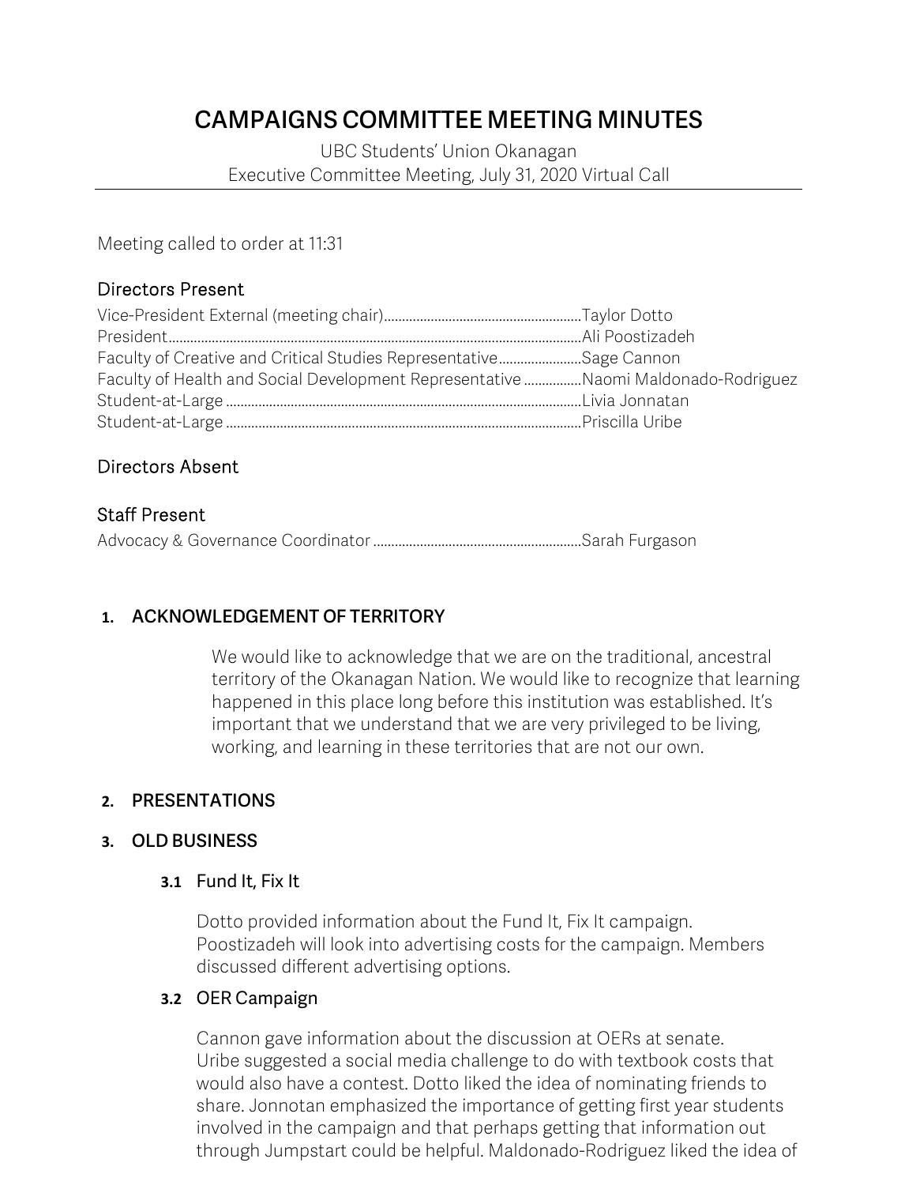# CAMPAIGNS COMMITTEE MEETING MINUTES

UBC Students' Union Okanagan
Executive Committee Meeting, July 31, 2020 Virtual Call

Meeting called to order at 11:31

## Directors Present

Vice-President External (meeting chair)........Taylor Dotto
President........Ali Poostizadeh
Faculty of Creative and Critical Studies Representative........Sage Cannon
Faculty of Health and Social Development Representative........Naomi Maldonado-Rodriguez
Student-at-Large........Livia Jonnatan
Student-at-Large........Priscilla Uribe

## Directors Absent

## Staff Present

Advocacy & Governance Coordinator........Sarah Furgason

## 1. ACKNOWLEDGEMENT OF TERRITORY

We would like to acknowledge that we are on the traditional, ancestral territory of the Okanagan Nation. We would like to recognize that learning happened in this place long before this institution was established. It's important that we understand that we are very privileged to be living, working, and learning in these territories that are not our own.

## 2. PRESENTATIONS

## 3. OLD BUSINESS

### 3.1 Fund It, Fix It

Dotto provided information about the Fund It, Fix It campaign. Poostizadeh will look into advertising costs for the campaign. Members discussed different advertising options.

### 3.2 OER Campaign

Cannon gave information about the discussion at OERs at senate. Uribe suggested a social media challenge to do with textbook costs that would also have a contest. Dotto liked the idea of nominating friends to share. Jonnotan emphasized the importance of getting first year students involved in the campaign and that perhaps getting that information out through Jumpstart could be helpful. Maldonado-Rodriguez liked the idea of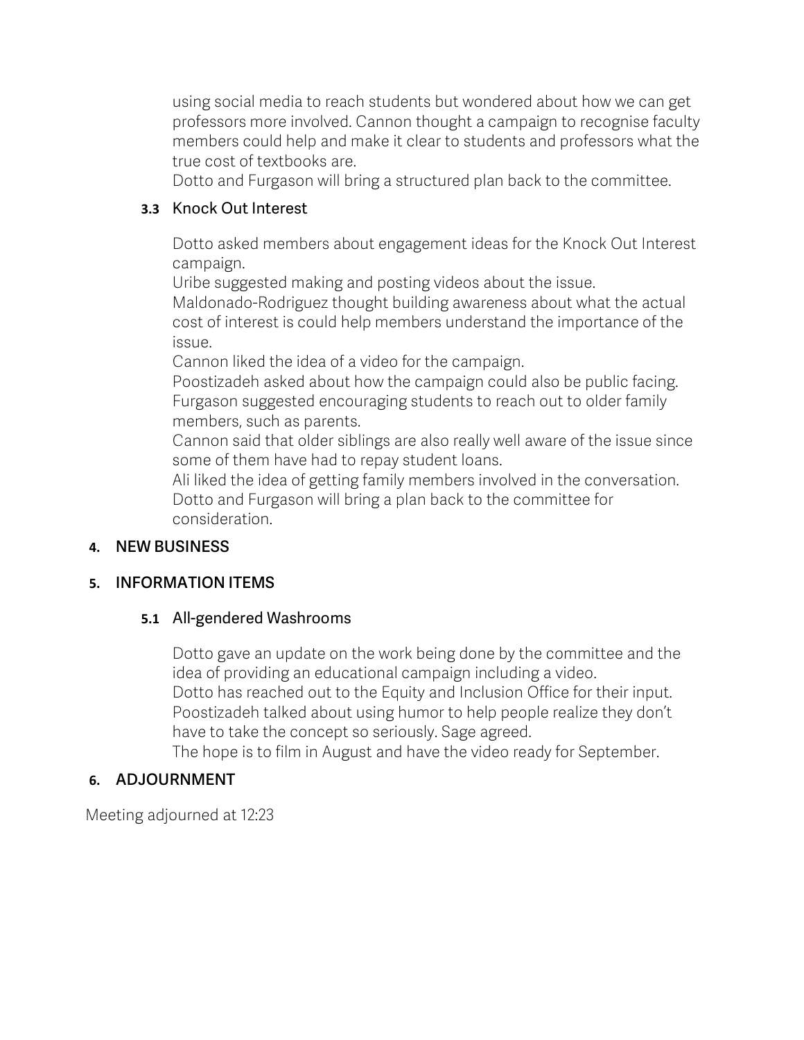using social media to reach students but wondered about how we can get professors more involved. Cannon thought a campaign to recognise faculty members could help and make it clear to students and professors what the true cost of textbooks are.

Dotto and Furgason will bring a structured plan back to the committee.

### 3.3 Knock Out Interest

Dotto asked members about engagement ideas for the Knock Out Interest campaign.

Uribe suggested making and posting videos about the issue.

Maldonado-Rodriguez thought building awareness about what the actual cost of interest is could help members understand the importance of the issue.

Cannon liked the idea of a video for the campaign.

Poostizadeh asked about how the campaign could also be public facing.

Furgason suggested encouraging students to reach out to older family members, such as parents.

Cannon said that older siblings are also really well aware of the issue since some of them have had to repay student loans.

Ali liked the idea of getting family members involved in the conversation.

Dotto and Furgason will bring a plan back to the committee for consideration.

## 4. NEW BUSINESS

## 5. INFORMATION ITEMS

### 5.1 All-gendered Washrooms

Dotto gave an update on the work being done by the committee and the idea of providing an educational campaign including a video.

Dotto has reached out to the Equity and Inclusion Office for their input.

Poostizadeh talked about using humor to help people realize they don't have to take the concept so seriously. Sage agreed.

The hope is to film in August and have the video ready for September.

## 6. ADJOURNMENT

Meeting adjourned at 12:23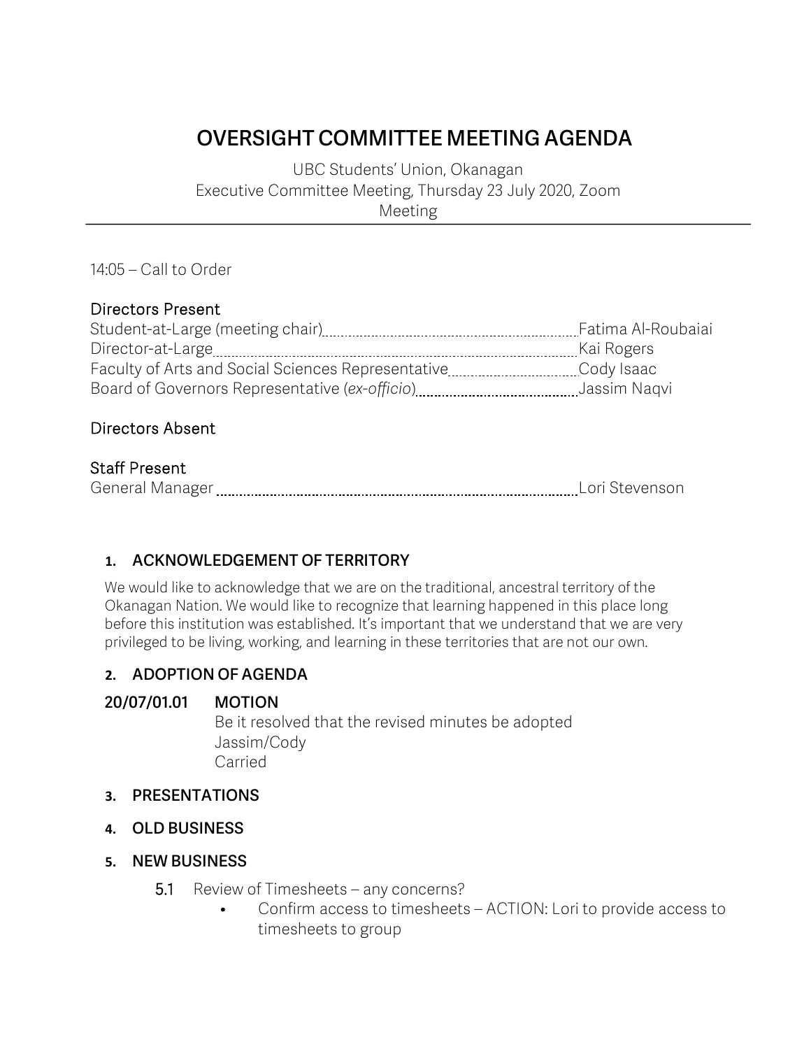# OVERSIGHT COMMITTEE MEETING AGENDA

UBC Students' Union, Okanagan
Executive Committee Meeting, Thursday 23 July 2020, Zoom Meeting

14:05 – Call to Order

## Directors Present

| | |
|---|---|
| Student-at-Large (meeting chair) | Fatima Al-Roubaiai |
| Director-at-Large | Kai Rogers |
| Faculty of Arts and Social Sciences Representative | Cody Isaac |
| Board of Governors Representative (*ex-officio*) | Jassim Naqvi |

## Directors Absent

## Staff Present

| | |
|---|---|
| General Manager | Lori Stevenson |

### 1. ACKNOWLEDGEMENT OF TERRITORY

We would like to acknowledge that we are on the traditional, ancestral territory of the Okanagan Nation. We would like to recognize that learning happened in this place long before this institution was established. It's important that we understand that we are very privileged to be living, working, and learning in these territories that are not our own.

### 2. ADOPTION OF AGENDA

**20/07/01.01 MOTION**

Be it resolved that the revised minutes be adopted
Jassim/Cody
Carried

### 3. PRESENTATIONS

### 4. OLD BUSINESS

### 5. NEW BUSINESS

5.1 Review of Timesheets – any concerns?

- Confirm access to timesheets – ACTION: Lori to provide access to timesheets to group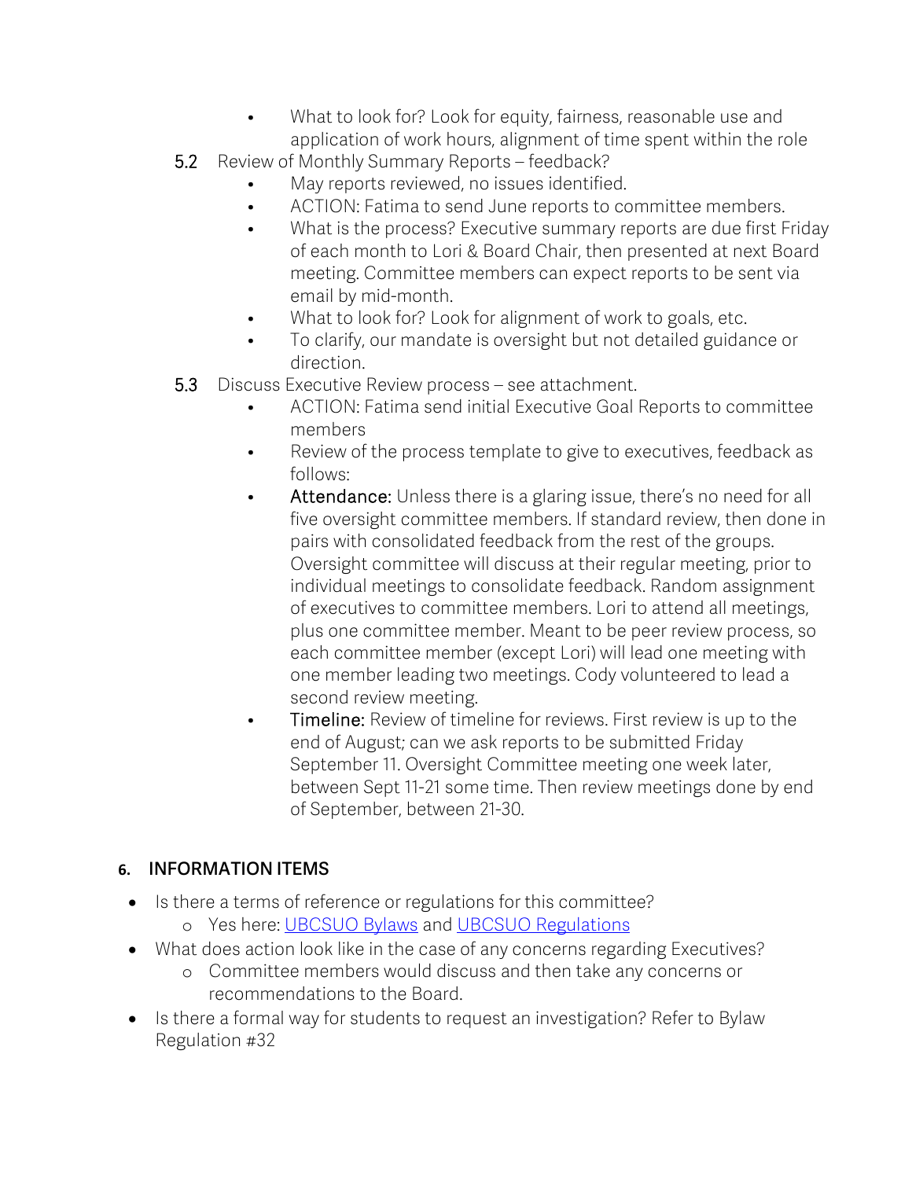- What to look for? Look for equity, fairness, reasonable use and application of work hours, alignment of time spent within the role

5.2 Review of Monthly Summary Reports – feedback?

- May reports reviewed, no issues identified.
- ACTION: Fatima to send June reports to committee members.
- What is the process? Executive summary reports are due first Friday of each month to Lori & Board Chair, then presented at next Board meeting. Committee members can expect reports to be sent via email by mid-month.
- What to look for? Look for alignment of work to goals, etc.
- To clarify, our mandate is oversight but not detailed guidance or direction.

5.3 Discuss Executive Review process – see attachment.

- ACTION: Fatima send initial Executive Goal Reports to committee members
- Review of the process template to give to executives, feedback as follows:
- Attendance: Unless there is a glaring issue, there's no need for all five oversight committee members. If standard review, then done in pairs with consolidated feedback from the rest of the groups. Oversight committee will discuss at their regular meeting, prior to individual meetings to consolidate feedback. Random assignment of executives to committee members. Lori to attend all meetings, plus one committee member. Meant to be peer review process, so each committee member (except Lori) will lead one meeting with one member leading two meetings. Cody volunteered to lead a second review meeting.
- Timeline: Review of timeline for reviews. First review is up to the end of August; can we ask reports to be submitted Friday September 11. Oversight Committee meeting one week later, between Sept 11-21 some time. Then review meetings done by end of September, between 21-30.

## 6. INFORMATION ITEMS

- Is there a terms of reference or regulations for this committee?
  - Yes here: [UBCSUO Bylaws] and [UBCSUO Regulations]
- What does action look like in the case of any concerns regarding Executives?
  - Committee members would discuss and then take any concerns or recommendations to the Board.
- Is there a formal way for students to request an investigation? Refer to Bylaw Regulation #32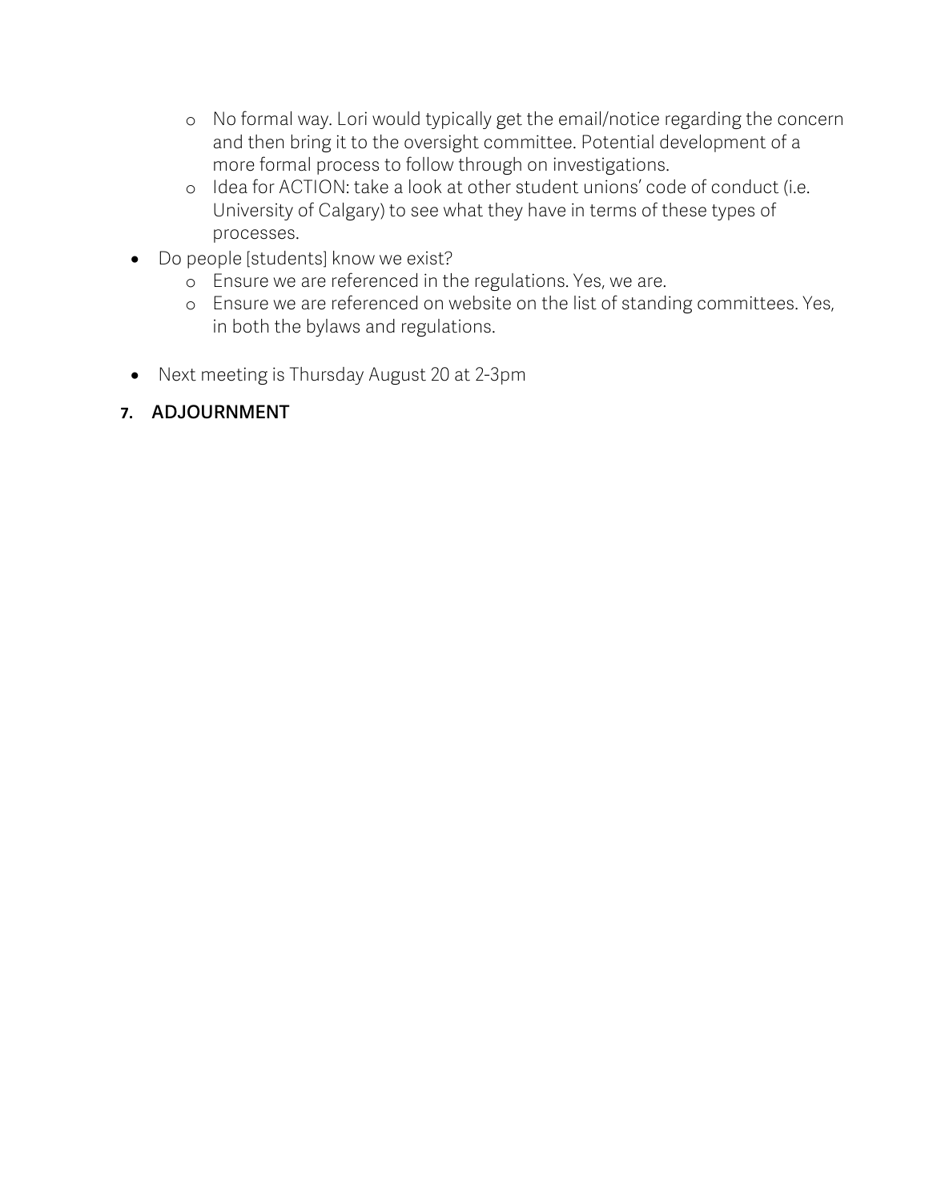- No formal way. Lori would typically get the email/notice regarding the concern and then bring it to the oversight committee. Potential development of a more formal process to follow through on investigations.
    - Idea for ACTION: take a look at other student unions' code of conduct (i.e. University of Calgary) to see what they have in terms of these types of processes.
- Do people [students] know we exist?
    - Ensure we are referenced in the regulations. Yes, we are.
    - Ensure we are referenced on website on the list of standing committees. Yes, in both the bylaws and regulations.

- Next meeting is Thursday August 20 at 2-3pm

## 7. ADJOURNMENT